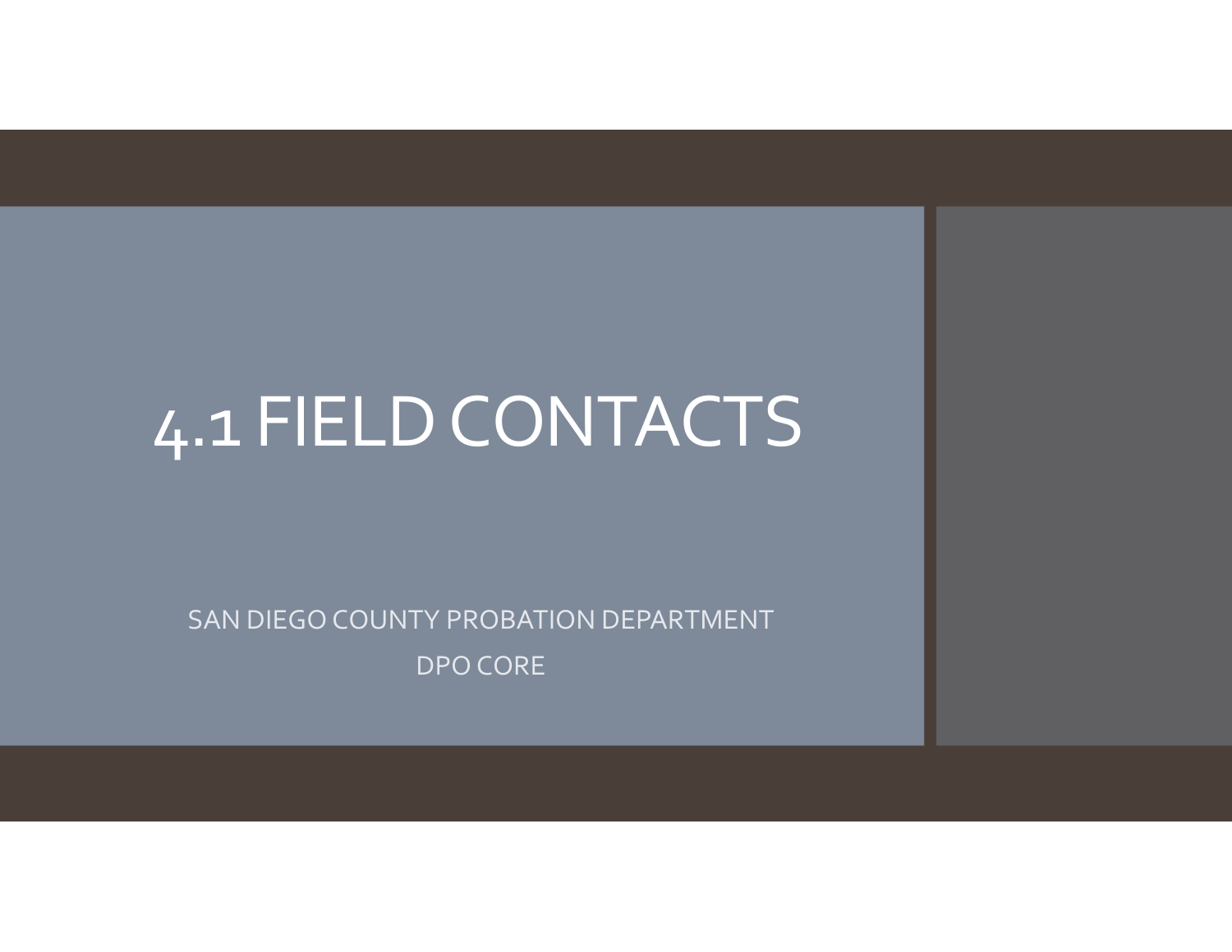# 4.1 FIELD CONTACTS

SAN DIEGO COUNTY PROBATION DEPARTMENT

DPO CORE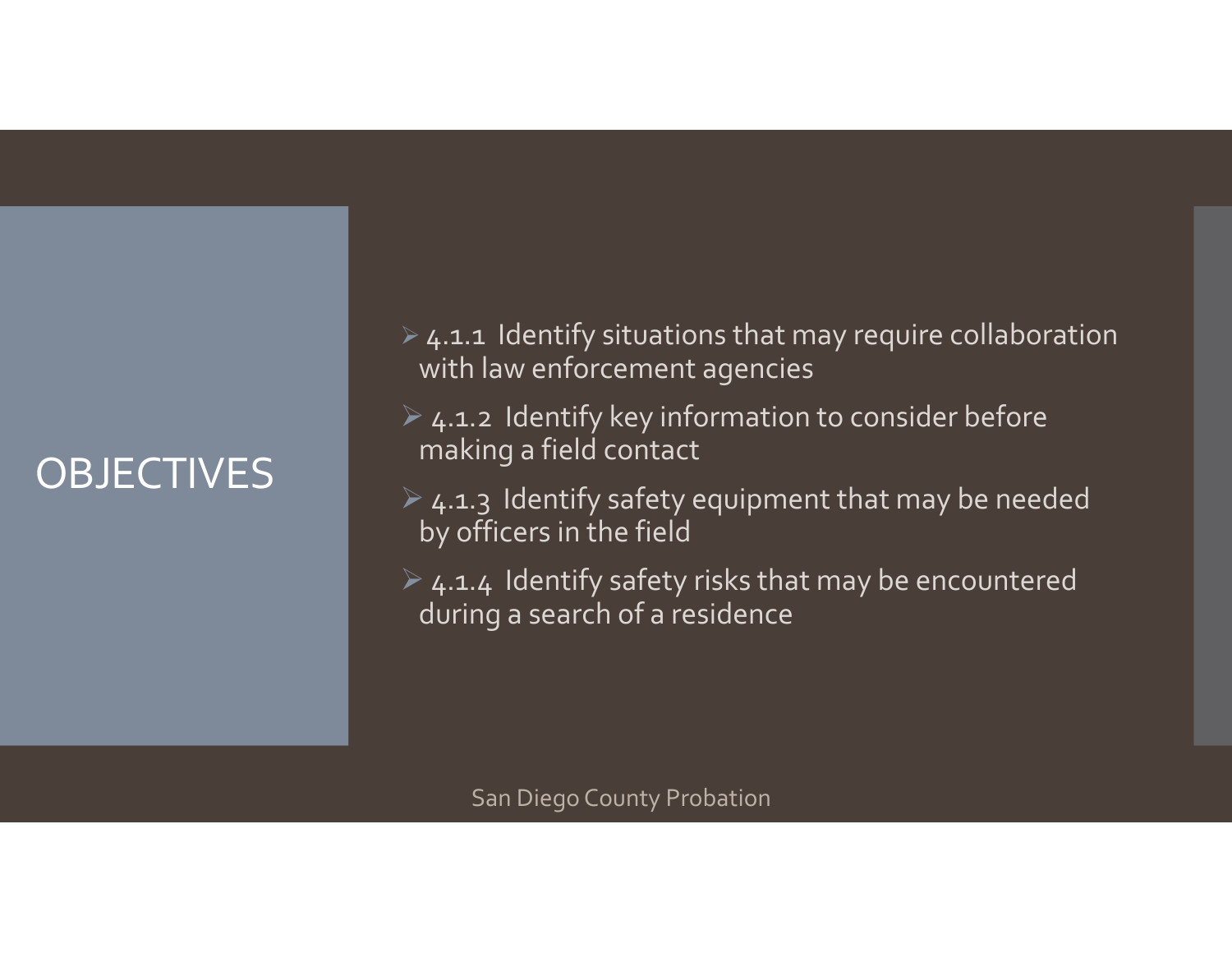# OBJECTIVES

- 4.1.1 Identify situations that may require collaboration with law enforcement agencies
- 4.1.2 Identify key information to consider before making a field contact
- 4.1.3 Identify safety equipment that may be needed by officers in the field
- 4.1.4 Identify safety risks that may be encountered during a search of a residence

San Diego County Probation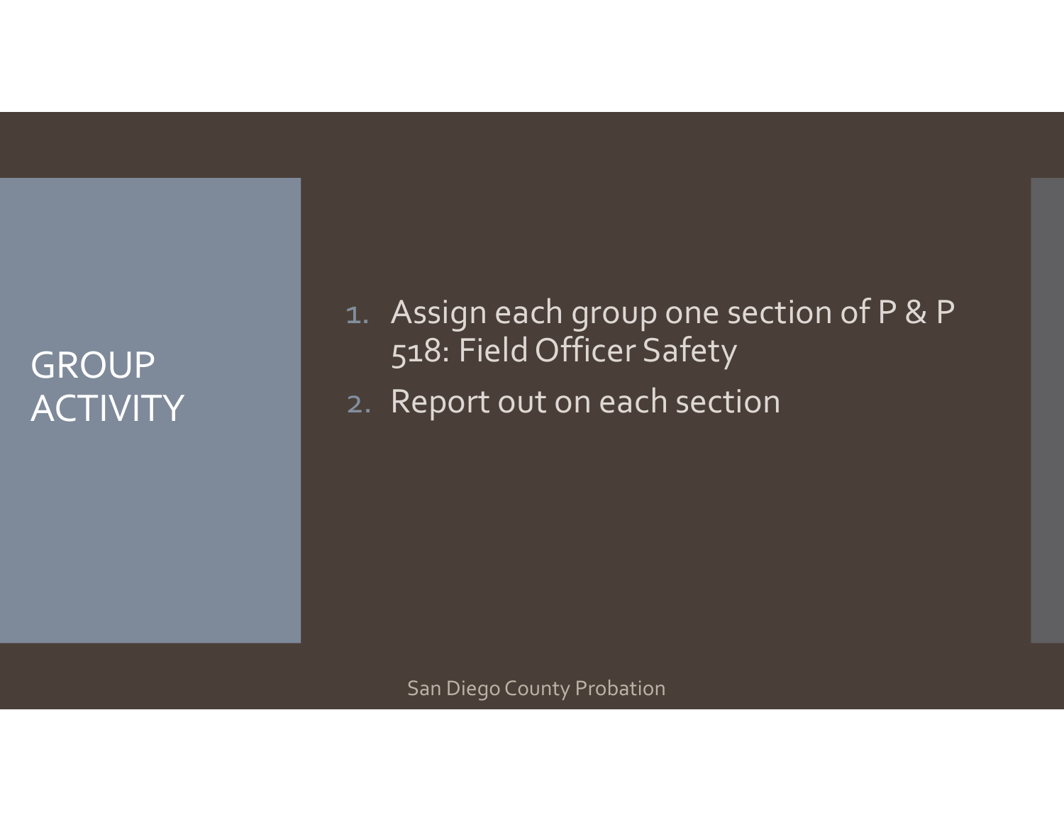# GROUP ACTIVITY

1. Assign each group one section of P & P 518: Field Officer Safety
2. Report out on each section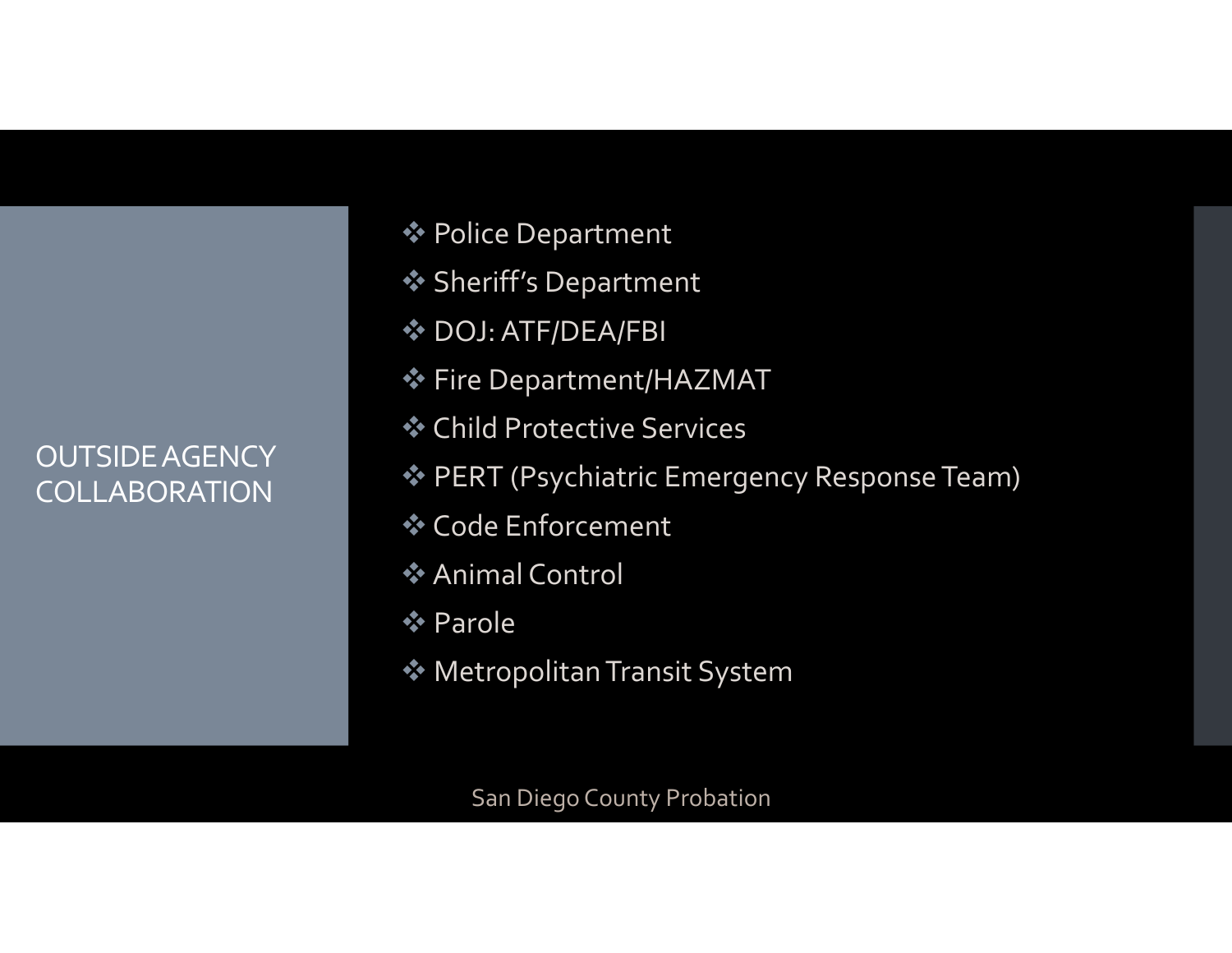## OUTSIDE AGENCY COLLABORATION

- Police Department
- Sheriff's Department
- DOJ: ATF/DEA/FBI
- Fire Department/HAZMAT
- Child Protective Services
- PERT (Psychiatric Emergency Response Team)
- Code Enforcement
- Animal Control
- Parole
- Metropolitan Transit System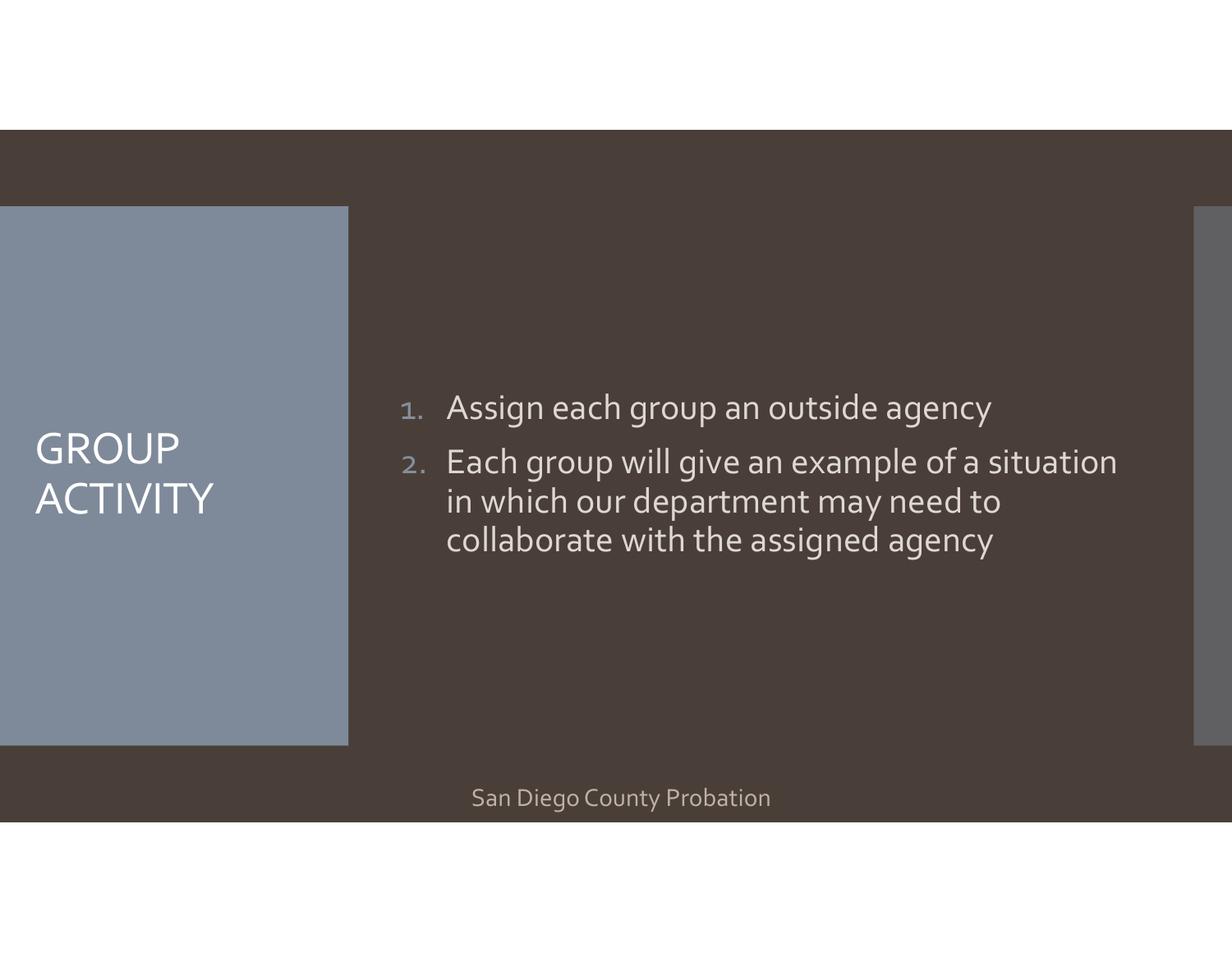# GROUP ACTIVITY

1. Assign each group an outside agency
2. Each group will give an example of a situation in which our department may need to collaborate with the assigned agency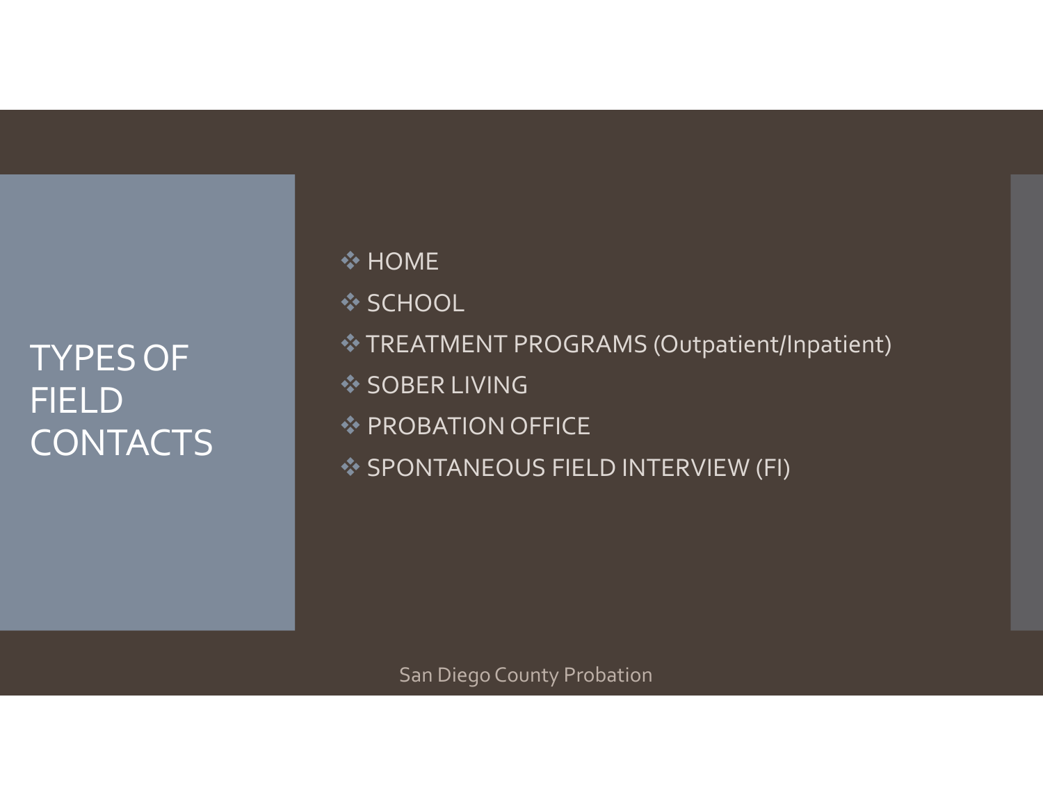# TYPES OF FIELD CONTACTS

- HOME
- SCHOOL
- TREATMENT PROGRAMS (Outpatient/Inpatient)
- SOBER LIVING
- PROBATION OFFICE
- SPONTANEOUS FIELD INTERVIEW (FI)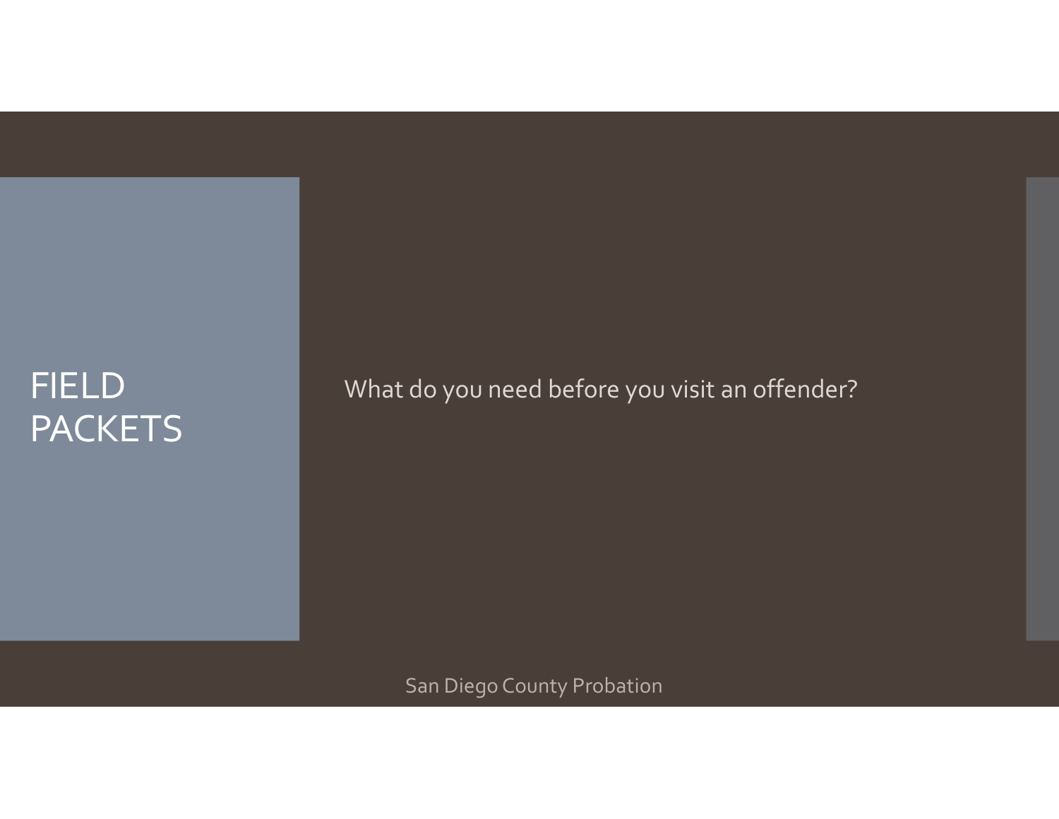# FIELD PACKETS

What do you need before you visit an offender?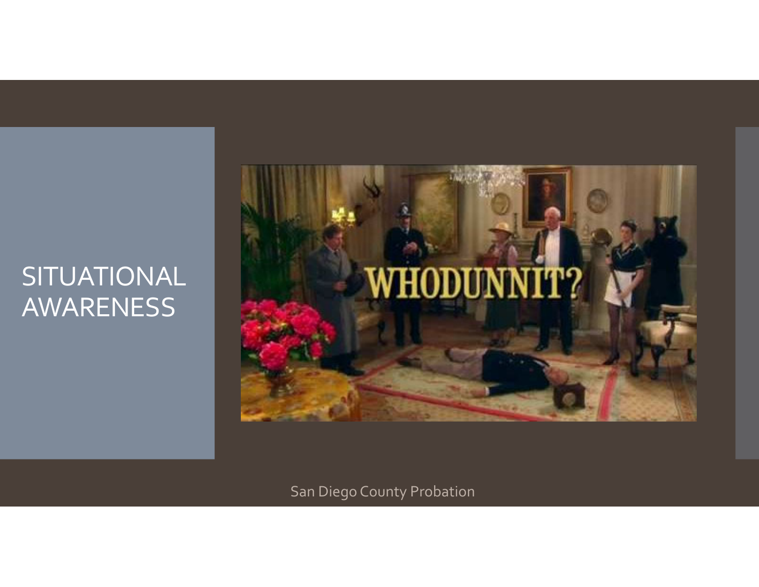# SITUATIONAL AWARENESS

WHODUNNIT?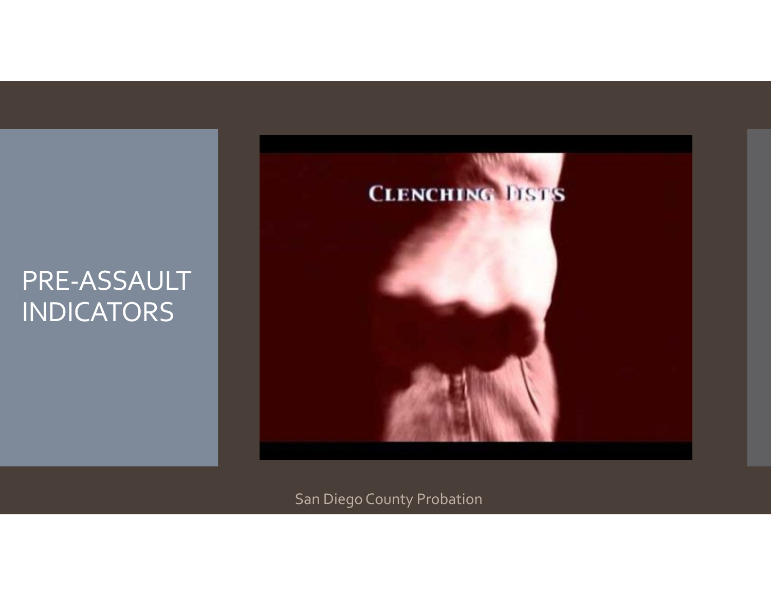# PRE-ASSAULT INDICATORS

CLENCHING FISTS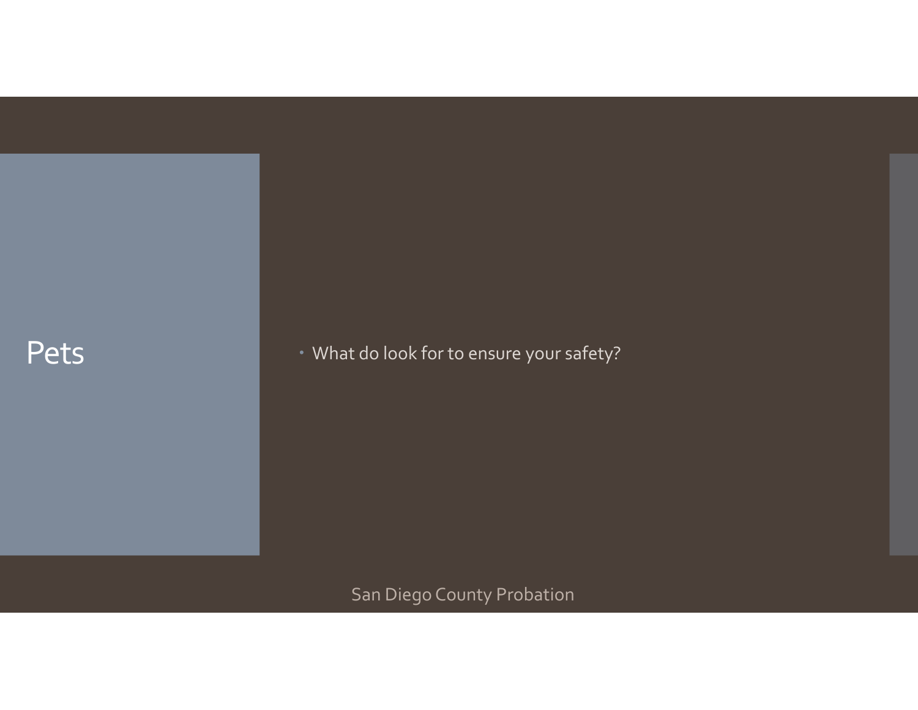# Pets

- What do look for to ensure your safety?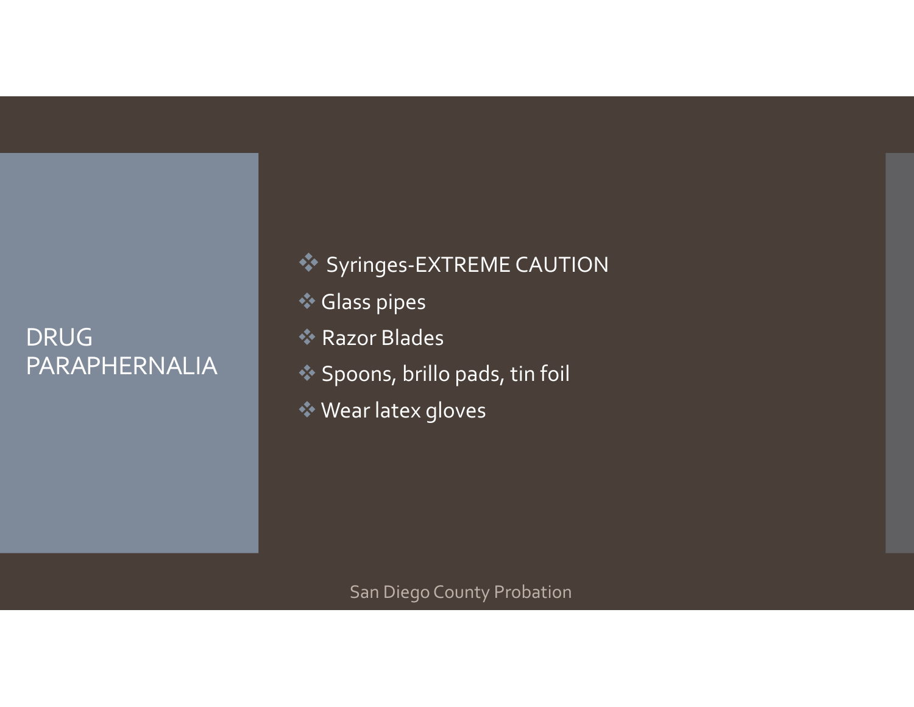## DRUG PARAPHERNALIA

- Syringes-EXTREME CAUTION
- Glass pipes
- Razor Blades
- Spoons, brillo pads, tin foil
- Wear latex gloves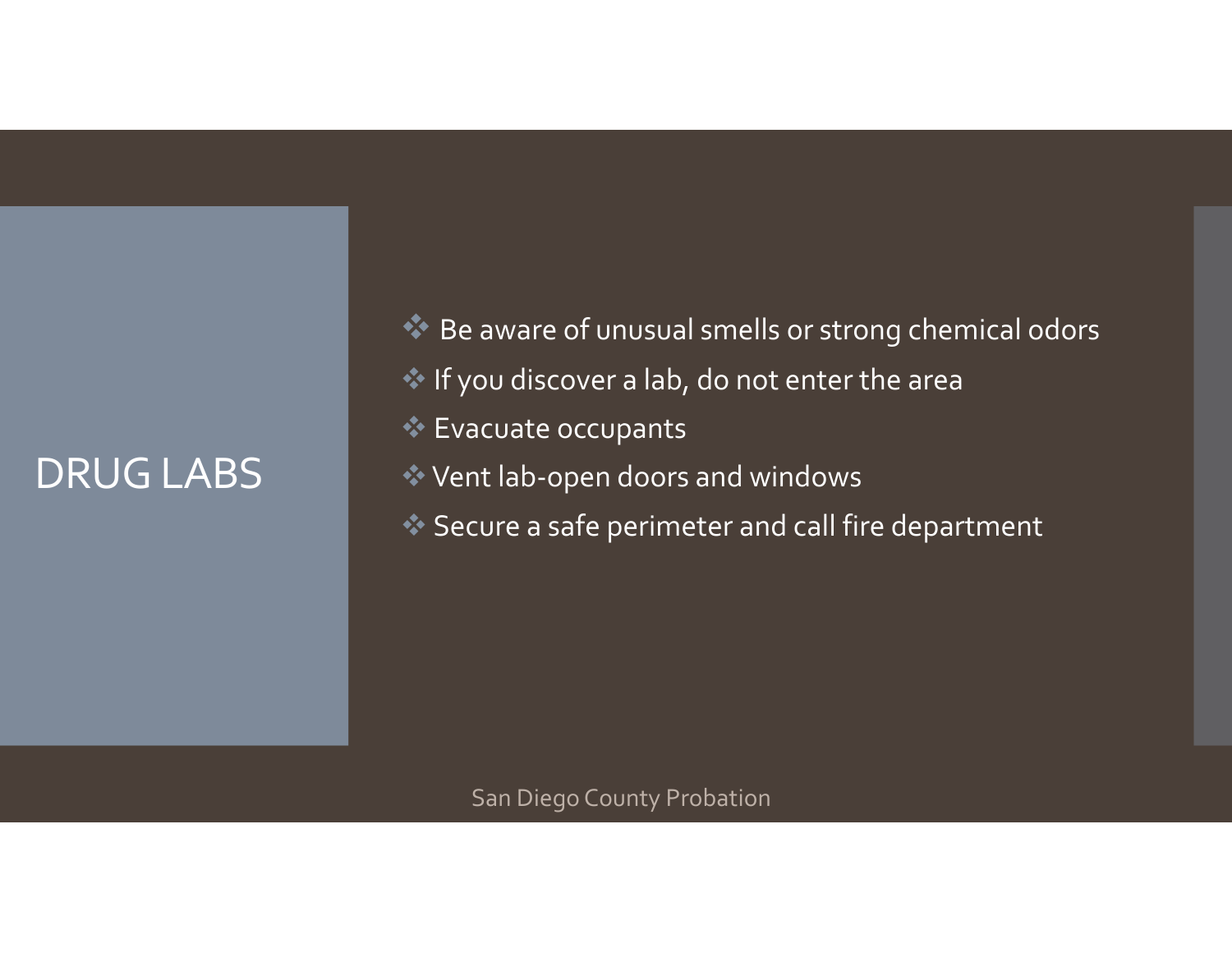# DRUG LABS

- Be aware of unusual smells or strong chemical odors
- If you discover a lab, do not enter the area
- Evacuate occupants
- Vent lab-open doors and windows
- Secure a safe perimeter and call fire department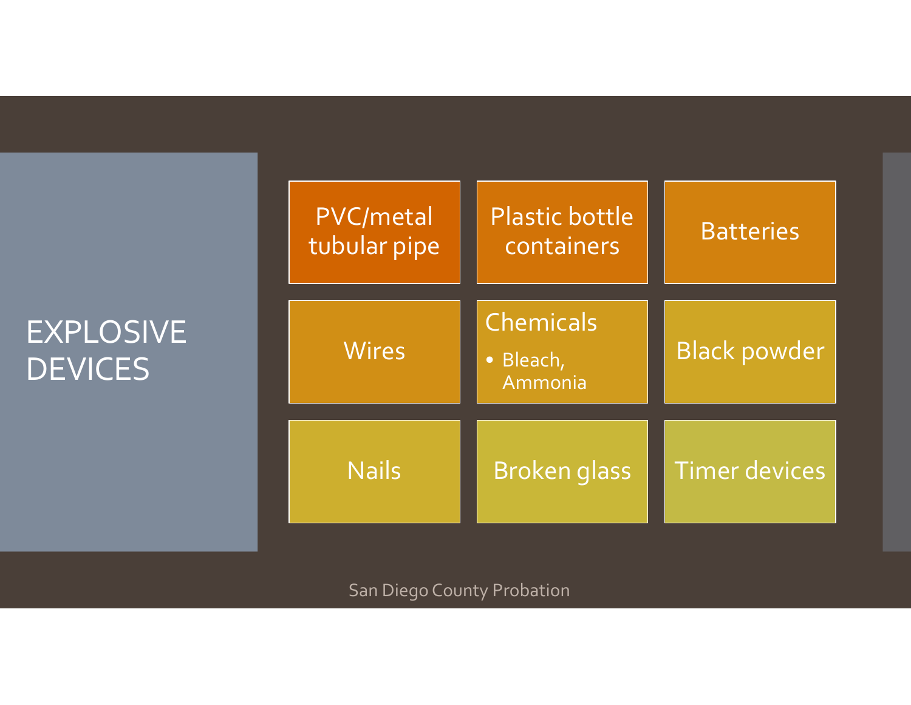# EXPLOSIVE DEVICES

- PVC/metal tubular pipe
- Plastic bottle containers
- Batteries
- Wires
- Chemicals
  - Bleach, Ammonia
- Black powder
- Nails
- Broken glass
- Timer devices

San Diego County Probation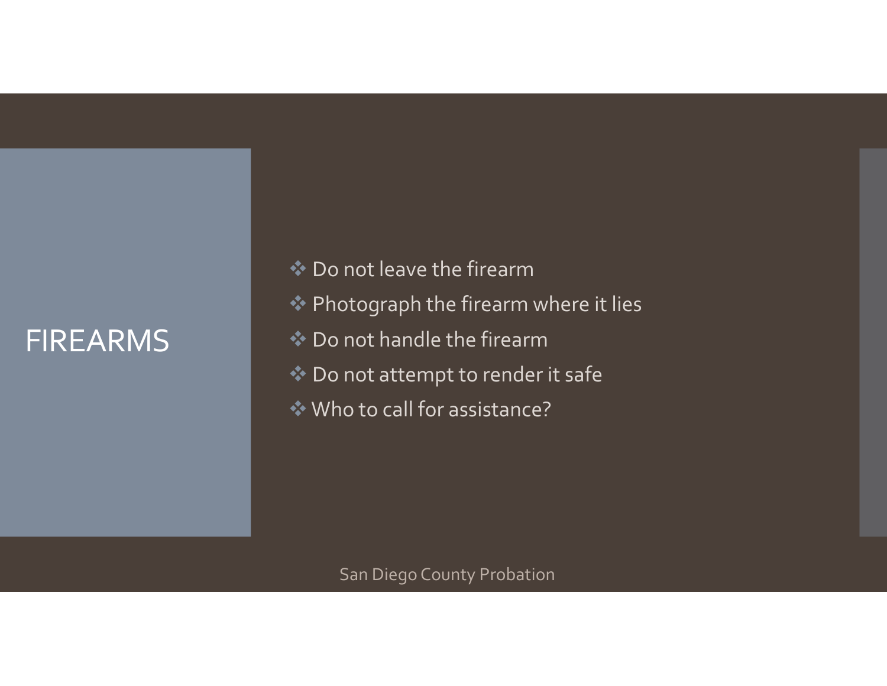# FIREARMS

- Do not leave the firearm
- Photograph the firearm where it lies
- Do not handle the firearm
- Do not attempt to render it safe
- Who to call for assistance?